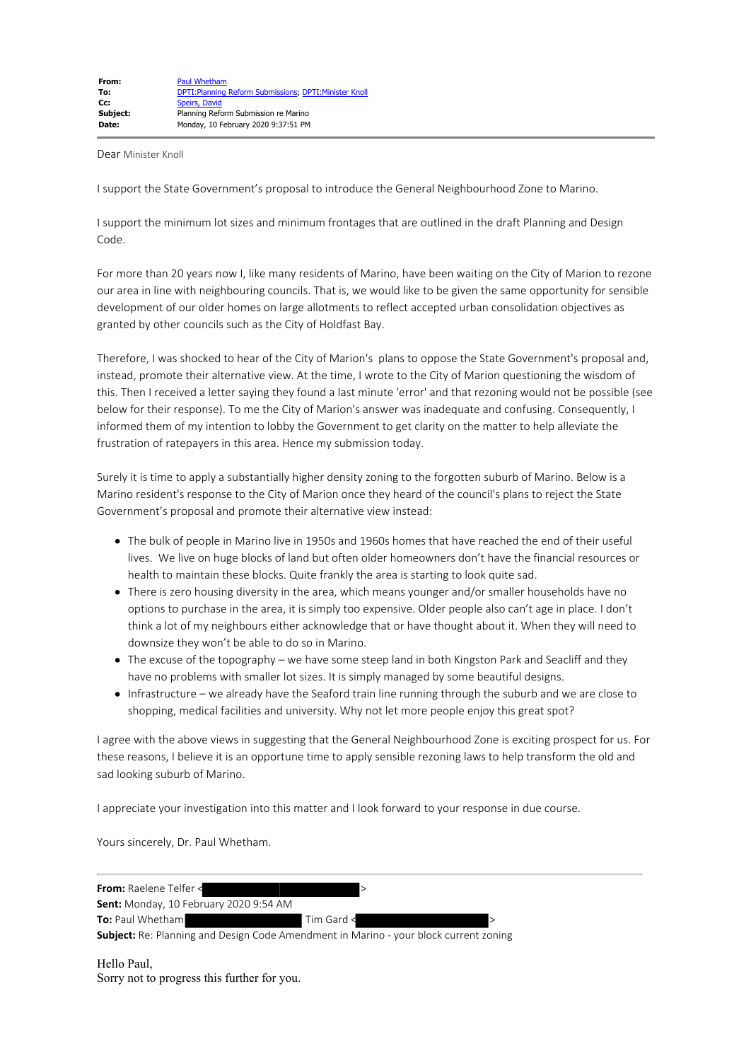**From:** Paul Whetham
**To:** DPTI:Planning Reform Submissions; DPTI:Minister Knoll
**Cc:** Speirs, David
**Subject:** Planning Reform Submission re Marino
**Date:** Monday, 10 February 2020 9:37:51 PM

Dear Minister Knoll

I support the State Government's proposal to introduce the General Neighbourhood Zone to Marino.

I support the minimum lot sizes and minimum frontages that are outlined in the draft Planning and Design Code.

For more than 20 years now I, like many residents of Marino, have been waiting on the City of Marion to rezone our area in line with neighbouring councils. That is, we would like to be given the same opportunity for sensible development of our older homes on large allotments to reflect accepted urban consolidation objectives as granted by other councils such as the City of Holdfast Bay.

Therefore, I was shocked to hear of the City of Marion's plans to oppose the State Government's proposal and, instead, promote their alternative view. At the time, I wrote to the City of Marion questioning the wisdom of this. Then I received a letter saying they found a last minute 'error' and that rezoning would not be possible (see below for their response). To me the City of Marion's answer was inadequate and confusing. Consequently, I informed them of my intention to lobby the Government to get clarity on the matter to help alleviate the frustration of ratepayers in this area. Hence my submission today.

Surely it is time to apply a substantially higher density zoning to the forgotten suburb of Marino. Below is a Marino resident's response to the City of Marion once they heard of the council's plans to reject the State Government's proposal and promote their alternative view instead:

- The bulk of people in Marino live in 1950s and 1960s homes that have reached the end of their useful lives. We live on huge blocks of land but often older homeowners don't have the financial resources or health to maintain these blocks. Quite frankly the area is starting to look quite sad.
- There is zero housing diversity in the area, which means younger and/or smaller households have no options to purchase in the area, it is simply too expensive. Older people also can't age in place. I don't think a lot of my neighbours either acknowledge that or have thought about it. When they will need to downsize they won't be able to do so in Marino.
- The excuse of the topography – we have some steep land in both Kingston Park and Seacliff and they have no problems with smaller lot sizes. It is simply managed by some beautiful designs.
- Infrastructure – we already have the Seaford train line running through the suburb and we are close to shopping, medical facilities and university. Why not let more people enjoy this great spot?

I agree with the above views in suggesting that the General Neighbourhood Zone is exciting prospect for us. For these reasons, I believe it is an opportune time to apply sensible rezoning laws to help transform the old and sad looking suburb of Marino.

I appreciate your investigation into this matter and I look forward to your response in due course.

Yours sincerely, Dr. Paul Whetham.

---

**From:** Raelene Telfer < >
**Sent:** Monday, 10 February 2020 9:54 AM
**To:** Paul Whetham Tim Gard < >
**Subject:** Re: Planning and Design Code Amendment in Marino - your block current zoning

Hello Paul,
Sorry not to progress this further for you.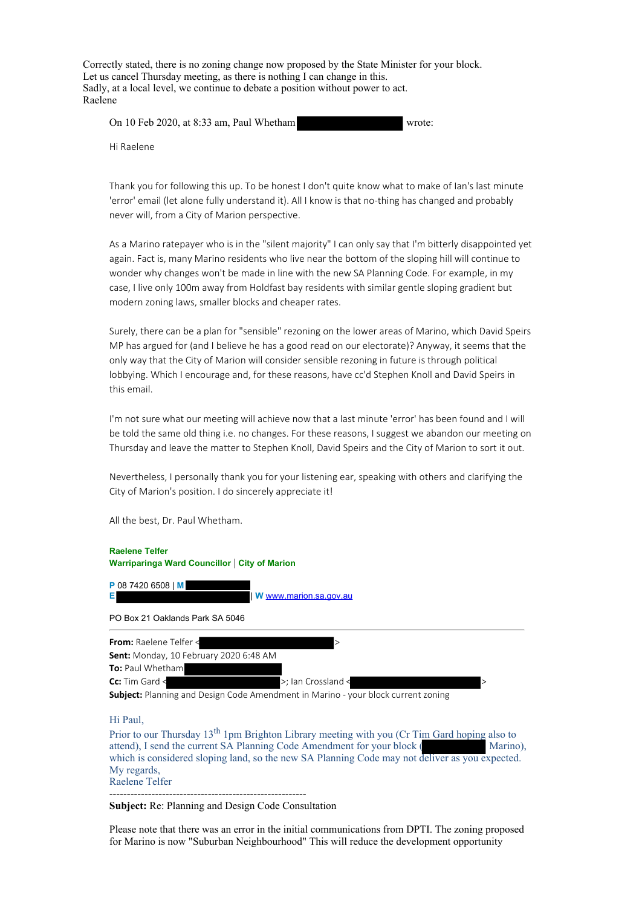Correctly stated, there is no zoning change now proposed by the State Minister for your block.
Let us cancel Thursday meeting, as there is nothing I can change in this.
Sadly, at a local level, we continue to debate a position without power to act.
Raelene

On 10 Feb 2020, at 8:33 am, Paul Whetham wrote:

Hi Raelene

Thank you for following this up. To be honest I don't quite know what to make of Ian's last minute 'error' email (let alone fully understand it). All I know is that no-thing has changed and probably never will, from a City of Marion perspective.

As a Marino ratepayer who is in the "silent majority" I can only say that I'm bitterly disappointed yet again. Fact is, many Marino residents who live near the bottom of the sloping hill will continue to wonder why changes won't be made in line with the new SA Planning Code. For example, in my case, I live only 100m away from Holdfast bay residents with similar gentle sloping gradient but modern zoning laws, smaller blocks and cheaper rates.

Surely, there can be a plan for "sensible" rezoning on the lower areas of Marino, which David Speirs MP has argued for (and I believe he has a good read on our electorate)? Anyway, it seems that the only way that the City of Marion will consider sensible rezoning in future is through political lobbying. Which I encourage and, for these reasons, have cc'd Stephen Knoll and David Speirs in this email.

I'm not sure what our meeting will achieve now that a last minute 'error' has been found and I will be told the same old thing i.e. no changes. For these reasons, I suggest we abandon our meeting on Thursday and leave the matter to Stephen Knoll, David Speirs and the City of Marion to sort it out.

Nevertheless, I personally thank you for your listening ear, speaking with others and clarifying the City of Marion's position. I do sincerely appreciate it!

All the best, Dr. Paul Whetham.

**Raelene Telfer**
**Warriparinga Ward Councillor** | **City of Marion**

**P** 08 7420 6508 | **M**
**E** | **W** www.marion.sa.gov.au

PO Box 21 Oaklands Park SA 5046

---

**From:** Raelene Telfer < >
**Sent:** Monday, 10 February 2020 6:48 AM
**To:** Paul Whetham
**Cc:** Tim Gard < >; Ian Crossland < >
**Subject:** Planning and Design Code Amendment in Marino - your block current zoning

Hi Paul,
Prior to our Thursday 13th 1pm Brighton Library meeting with you (Cr Tim Gard hoping also to attend), I send the current SA Planning Code Amendment for your block ( Marino), which is considered sloping land, so the new SA Planning Code may not deliver as you expected.
My regards,
Raelene Telfer

--------------------------------------------------------

**Subject:** Re: Planning and Design Code Consultation

Please note that there was an error in the initial communications from DPTI. The zoning proposed for Marino is now "Suburban Neighbourhood" This will reduce the development opportunity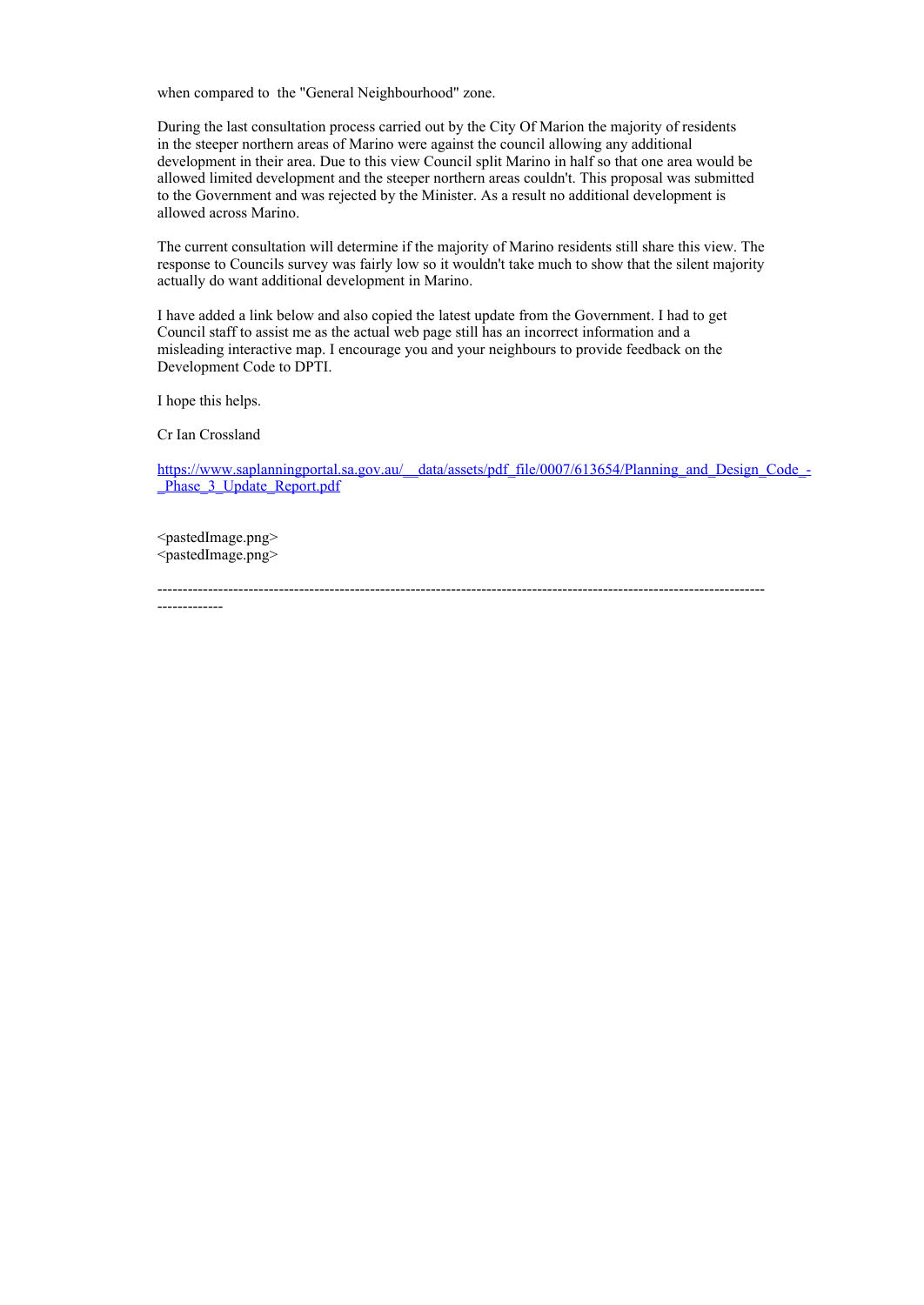when compared to the "General Neighbourhood" zone.

During the last consultation process carried out by the City Of Marion the majority of residents in the steeper northern areas of Marino were against the council allowing any additional development in their area. Due to this view Council split Marino in half so that one area would be allowed limited development and the steeper northern areas couldn't. This proposal was submitted to the Government and was rejected by the Minister. As a result no additional development is allowed across Marino.

The current consultation will determine if the majority of Marino residents still share this view. The response to Councils survey was fairly low so it wouldn't take much to show that the silent majority actually do want additional development in Marino.

I have added a link below and also copied the latest update from the Government. I had to get Council staff to assist me as the actual web page still has an incorrect information and a misleading interactive map. I encourage you and your neighbours to provide feedback on the Development Code to DPTI.

I hope this helps.

Cr Ian Crossland

https://www.saplanningportal.sa.gov.au/__data/assets/pdf_file/0007/613654/Planning_and_Design_Code_-_Phase_3_Update_Report.pdf

<pastedImage.png>
<pastedImage.png>

--------------------------------------------------------------------------------------------------------------------------------